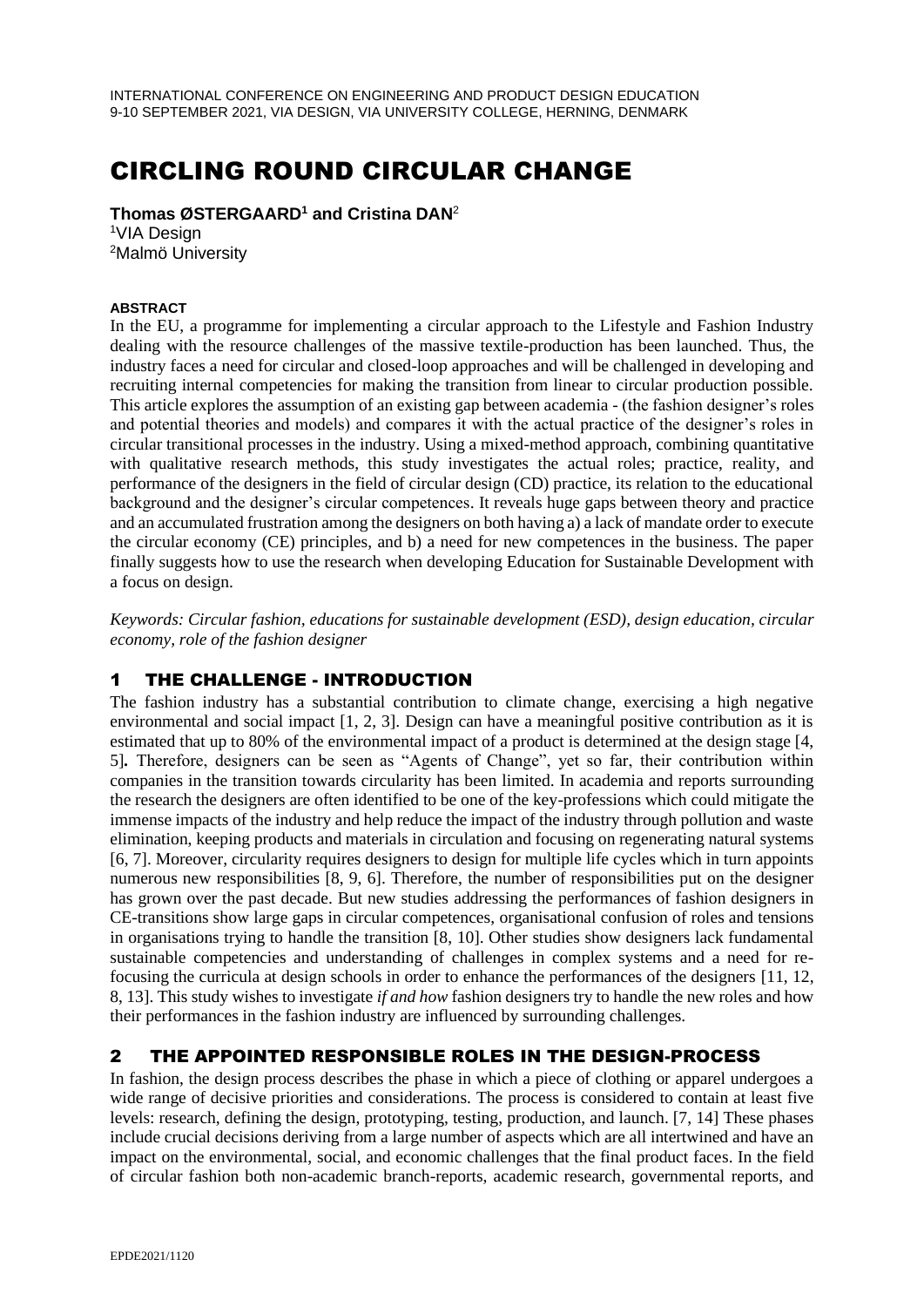# CIRCLING ROUND CIRCULAR CHANGE

**Thomas ØSTERGAARD[1] and Cristina DAN[2]**

[1]VIA Design

[2]Malmö University

**ABSTRACT**

In the EU, a programme for implementing a circular approach to the Lifestyle and Fashion Industry dealing with the resource challenges of the massive textile-production has been launched. Thus, the industry faces a need for circular and closed-loop approaches and will be challenged in developing and recruiting internal competencies for making the transition from linear to circular production possible. This article explores the assumption of an existing gap between academia - (the fashion designer's roles and potential theories and models) and compares it with the actual practice of the designer's roles in circular transitional processes in the industry. Using a mixed-method approach, combining quantitative with qualitative research methods, this study investigates the actual roles; practice, reality, and performance of the designers in the field of circular design (CD) practice, its relation to the educational background and the designer's circular competences. It reveals huge gaps between theory and practice and an accumulated frustration among the designers on both having a) a lack of mandate order to execute the circular economy (CE) principles, and b) a need for new competences in the business. The paper finally suggests how to use the research when developing Education for Sustainable Development with a focus on design.

*Keywords: Circular fashion, educations for sustainable development (ESD), design education, circular economy, role of the fashion designer*

## 1 THE CHALLENGE - INTRODUCTION

The fashion industry has a substantial contribution to climate change, exercising a high negative environmental and social impact [1, 2, 3]. Design can have a meaningful positive contribution as it is estimated that up to 80% of the environmental impact of a product is determined at the design stage [4, 5]**.** Therefore, designers can be seen as "Agents of Change", yet so far, their contribution within companies in the transition towards circularity has been limited. In academia and reports surrounding the research the designers are often identified to be one of the key-professions which could mitigate the immense impacts of the industry and help reduce the impact of the industry through pollution and waste elimination, keeping products and materials in circulation and focusing on regenerating natural systems [6, 7]. Moreover, circularity requires designers to design for multiple life cycles which in turn appoints numerous new responsibilities [8, 9, 6]. Therefore, the number of responsibilities put on the designer has grown over the past decade. But new studies addressing the performances of fashion designers in CE-transitions show large gaps in circular competences, organisational confusion of roles and tensions in organisations trying to handle the transition [8, 10]. Other studies show designers lack fundamental sustainable competencies and understanding of challenges in complex systems and a need for re-focusing the curricula at design schools in order to enhance the performances of the designers [11, 12, 8, 13]. This study wishes to investigate *if and how* fashion designers try to handle the new roles and how their performances in the fashion industry are influenced by surrounding challenges.

## 2 THE APPOINTED RESPONSIBLE ROLES IN THE DESIGN-PROCESS

In fashion, the design process describes the phase in which a piece of clothing or apparel undergoes a wide range of decisive priorities and considerations. The process is considered to contain at least five levels: research, defining the design, prototyping, testing, production, and launch. [7, 14] These phases include crucial decisions deriving from a large number of aspects which are all intertwined and have an impact on the environmental, social, and economic challenges that the final product faces. In the field of circular fashion both non-academic branch-reports, academic research, governmental reports, and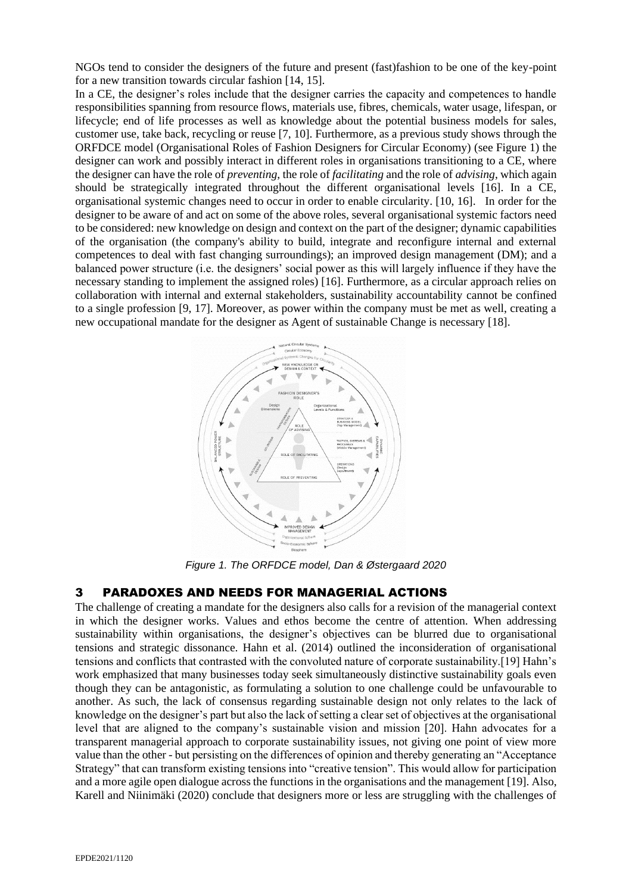NGOs tend to consider the designers of the future and present (fast)fashion to be one of the key-point for a new transition towards circular fashion [14, 15].

In a CE, the designer's roles include that the designer carries the capacity and competences to handle responsibilities spanning from resource flows, materials use, fibres, chemicals, water usage, lifespan, or lifecycle; end of life processes as well as knowledge about the potential business models for sales, customer use, take back, recycling or reuse [7, 10]. Furthermore, as a previous study shows through the ORFDCE model (Organisational Roles of Fashion Designers for Circular Economy) (see Figure 1) the designer can work and possibly interact in different roles in organisations transitioning to a CE, where the designer can have the role of *preventing*, the role of *facilitating* and the role of *advising*, which again should be strategically integrated throughout the different organisational levels [16]. In a CE, organisational systemic changes need to occur in order to enable circularity. [10, 16]. In order for the designer to be aware of and act on some of the above roles, several organisational systemic factors need to be considered: new knowledge on design and context on the part of the designer; dynamic capabilities of the organisation (the company's ability to build, integrate and reconfigure internal and external competences to deal with fast changing surroundings); an improved design management (DM); and a balanced power structure (i.e. the designers' social power as this will largely influence if they have the necessary standing to implement the assigned roles) [16]. Furthermore, as a circular approach relies on collaboration with internal and external stakeholders, sustainability accountability cannot be confined to a single profession [9, 17]. Moreover, as power within the company must be met as well, creating a new occupational mandate for the designer as Agent of sustainable Change is necessary [18].

*Figure 1. The ORFDCE model, Dan & Østergaard 2020*

## 3 PARADOXES AND NEEDS FOR MANAGERIAL ACTIONS

The challenge of creating a mandate for the designers also calls for a revision of the managerial context in which the designer works. Values and ethos become the centre of attention. When addressing sustainability within organisations, the designer's objectives can be blurred due to organisational tensions and strategic dissonance. Hahn et al. (2014) outlined the inconsideration of organisational tensions and conflicts that contrasted with the convoluted nature of corporate sustainability.[19] Hahn's work emphasized that many businesses today seek simultaneously distinctive sustainability goals even though they can be antagonistic, as formulating a solution to one challenge could be unfavourable to another. As such, the lack of consensus regarding sustainable design not only relates to the lack of knowledge on the designer's part but also the lack of setting a clear set of objectives at the organisational level that are aligned to the company's sustainable vision and mission [20]. Hahn advocates for a transparent managerial approach to corporate sustainability issues, not giving one point of view more value than the other - but persisting on the differences of opinion and thereby generating an "Acceptance Strategy" that can transform existing tensions into "creative tension". This would allow for participation and a more agile open dialogue across the functions in the organisations and the management [19]. Also, Karell and Niinimäki (2020) conclude that designers more or less are struggling with the challenges of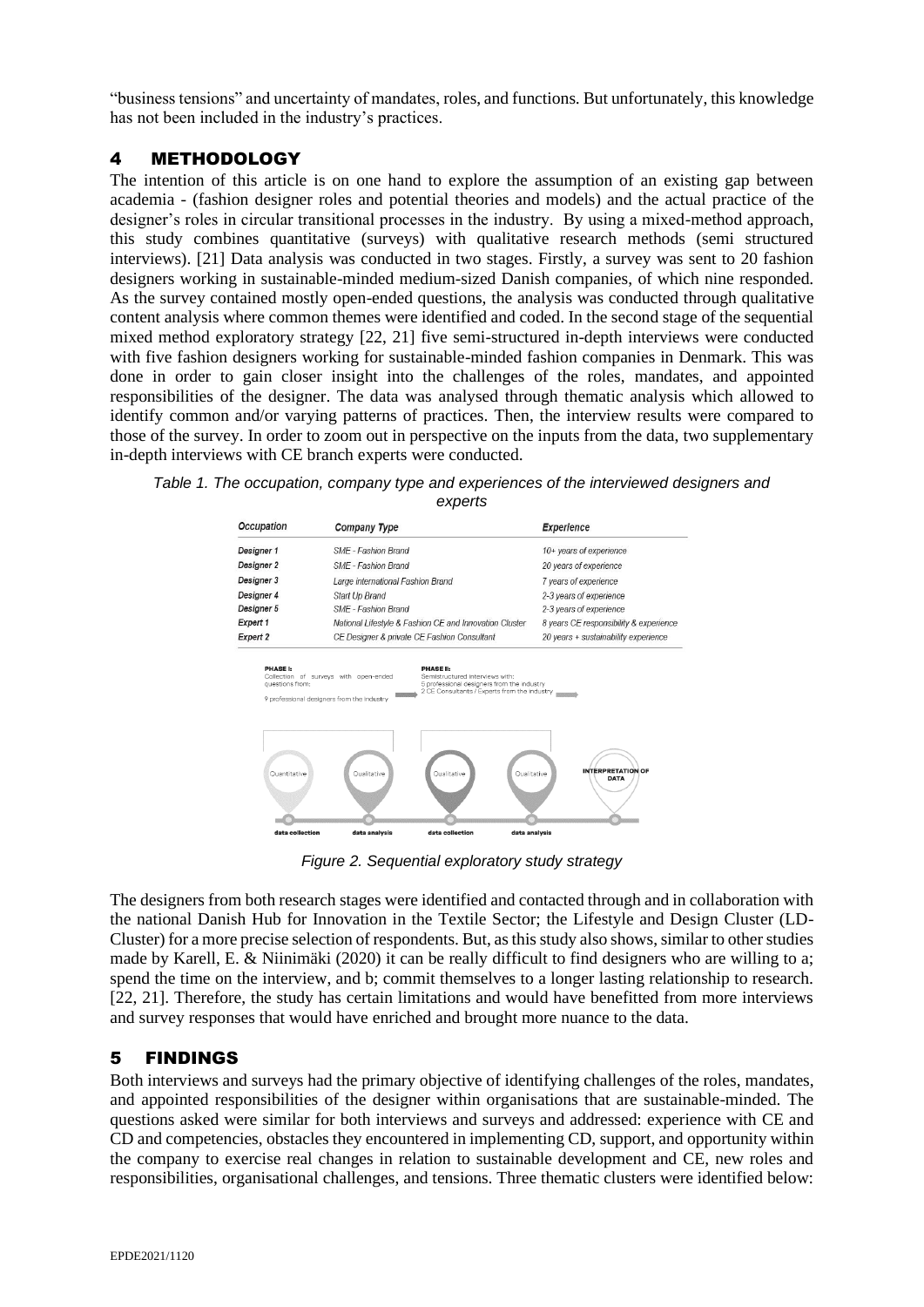"business tensions" and uncertainty of mandates, roles, and functions. But unfortunately, this knowledge has not been included in the industry's practices.

## 4 METHODOLOGY

The intention of this article is on one hand to explore the assumption of an existing gap between academia - (fashion designer roles and potential theories and models) and the actual practice of the designer's roles in circular transitional processes in the industry. By using a mixed-method approach, this study combines quantitative (surveys) with qualitative research methods (semi structured interviews). [21] Data analysis was conducted in two stages. Firstly, a survey was sent to 20 fashion designers working in sustainable-minded medium-sized Danish companies, of which nine responded. As the survey contained mostly open-ended questions, the analysis was conducted through qualitative content analysis where common themes were identified and coded. In the second stage of the sequential mixed method exploratory strategy [22, 21] five semi-structured in-depth interviews were conducted with five fashion designers working for sustainable-minded fashion companies in Denmark. This was done in order to gain closer insight into the challenges of the roles, mandates, and appointed responsibilities of the designer. The data was analysed through thematic analysis which allowed to identify common and/or varying patterns of practices. Then, the interview results were compared to those of the survey. In order to zoom out in perspective on the inputs from the data, two supplementary in-depth interviews with CE branch experts were conducted.

*Table 1. The occupation, company type and experiences of the interviewed designers and experts*

| Occupation | Company Type | Experience |
|---|---|---|
| Designer 1 | SME - Fashion Brand | 10+ years of experience |
| Designer 2 | SME - Fashion Brand | 20 years of experience |
| Designer 3 | Large international Fashion Brand | 7 years of experience |
| Designer 4 | Start Up Brand | 2-3 years of experience |
| Designer 5 | SME - Fashion Brand | 2-3 years of experience |
| Expert 1 | National Lifestyle & Fashion CE and Innovation Cluster | 8 years CE responsibility & experience |
| Expert 2 | CE Designer & private CE Fashion Consultant | 20 years + sustainability experience |

PHASE I: Collection of surveys with open-ended questions from: 9 professional designers from the industry

PHASE II: Semistructured interviews with: 5 professional designers from the industry; 2 CE Consultants / Experts from the industry

Quantitative – data collection; Qualitative – data analysis; Qualitative – data collection; Qualitative – data analysis; INTERPRETATION OF DATA

*Figure 2. Sequential exploratory study strategy*

The designers from both research stages were identified and contacted through and in collaboration with the national Danish Hub for Innovation in the Textile Sector; the Lifestyle and Design Cluster (LD-Cluster) for a more precise selection of respondents. But, as this study also shows, similar to other studies made by Karell, E. & Niinimäki (2020) it can be really difficult to find designers who are willing to a; spend the time on the interview, and b; commit themselves to a longer lasting relationship to research. [22, 21]. Therefore, the study has certain limitations and would have benefitted from more interviews and survey responses that would have enriched and brought more nuance to the data.

## 5 FINDINGS

Both interviews and surveys had the primary objective of identifying challenges of the roles, mandates, and appointed responsibilities of the designer within organisations that are sustainable-minded. The questions asked were similar for both interviews and surveys and addressed: experience with CE and CD and competencies, obstacles they encountered in implementing CD, support, and opportunity within the company to exercise real changes in relation to sustainable development and CE, new roles and responsibilities, organisational challenges, and tensions. Three thematic clusters were identified below: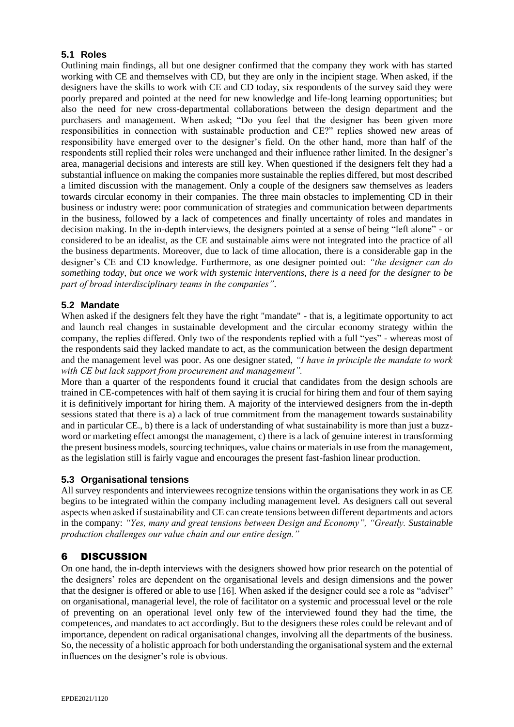### 5.1 Roles

Outlining main findings, all but one designer confirmed that the company they work with has started working with CE and themselves with CD, but they are only in the incipient stage. When asked, if the designers have the skills to work with CE and CD today, six respondents of the survey said they were poorly prepared and pointed at the need for new knowledge and life-long learning opportunities; but also the need for new cross-departmental collaborations between the design department and the purchasers and management. When asked; "Do you feel that the designer has been given more responsibilities in connection with sustainable production and CE?" replies showed new areas of responsibility have emerged over to the designer's field. On the other hand, more than half of the respondents still replied their roles were unchanged and their influence rather limited. In the designer's area, managerial decisions and interests are still key. When questioned if the designers felt they had a substantial influence on making the companies more sustainable the replies differed, but most described a limited discussion with the management. Only a couple of the designers saw themselves as leaders towards circular economy in their companies. The three main obstacles to implementing CD in their business or industry were: poor communication of strategies and communication between departments in the business, followed by a lack of competences and finally uncertainty of roles and mandates in decision making. In the in-depth interviews, the designers pointed at a sense of being "left alone" - or considered to be an idealist, as the CE and sustainable aims were not integrated into the practice of all the business departments. Moreover, due to lack of time allocation, there is a considerable gap in the designer's CE and CD knowledge. Furthermore, as one designer pointed out: *"the designer can do something today, but once we work with systemic interventions, there is a need for the designer to be part of broad interdisciplinary teams in the companies"*.

### 5.2 Mandate

When asked if the designers felt they have the right "mandate" - that is, a legitimate opportunity to act and launch real changes in sustainable development and the circular economy strategy within the company, the replies differed. Only two of the respondents replied with a full "yes" - whereas most of the respondents said they lacked mandate to act, as the communication between the design department and the management level was poor. As one designer stated, *"I have in principle the mandate to work with CE but lack support from procurement and management".*

More than a quarter of the respondents found it crucial that candidates from the design schools are trained in CE-competences with half of them saying it is crucial for hiring them and four of them saying it is definitively important for hiring them. A majority of the interviewed designers from the in-depth sessions stated that there is a) a lack of true commitment from the management towards sustainability and in particular CE., b) there is a lack of understanding of what sustainability is more than just a buzz-word or marketing effect amongst the management, c) there is a lack of genuine interest in transforming the present business models, sourcing techniques, value chains or materials in use from the management, as the legislation still is fairly vague and encourages the present fast-fashion linear production.

### 5.3 Organisational tensions

All survey respondents and interviewees recognize tensions within the organisations they work in as CE begins to be integrated within the company including management level. As designers call out several aspects when asked if sustainability and CE can create tensions between different departments and actors in the company: *"Yes, many and great tensions between Design and Economy", "Greatly. Sustainable production challenges our value chain and our entire design."*

## 6 DISCUSSION

On one hand, the in-depth interviews with the designers showed how prior research on the potential of the designers' roles are dependent on the organisational levels and design dimensions and the power that the designer is offered or able to use [16]. When asked if the designer could see a role as "adviser" on organisational, managerial level, the role of facilitator on a systemic and processual level or the role of preventing on an operational level only few of the interviewed found they had the time, the competences, and mandates to act accordingly. But to the designers these roles could be relevant and of importance, dependent on radical organisational changes, involving all the departments of the business. So, the necessity of a holistic approach for both understanding the organisational system and the external influences on the designer's role is obvious.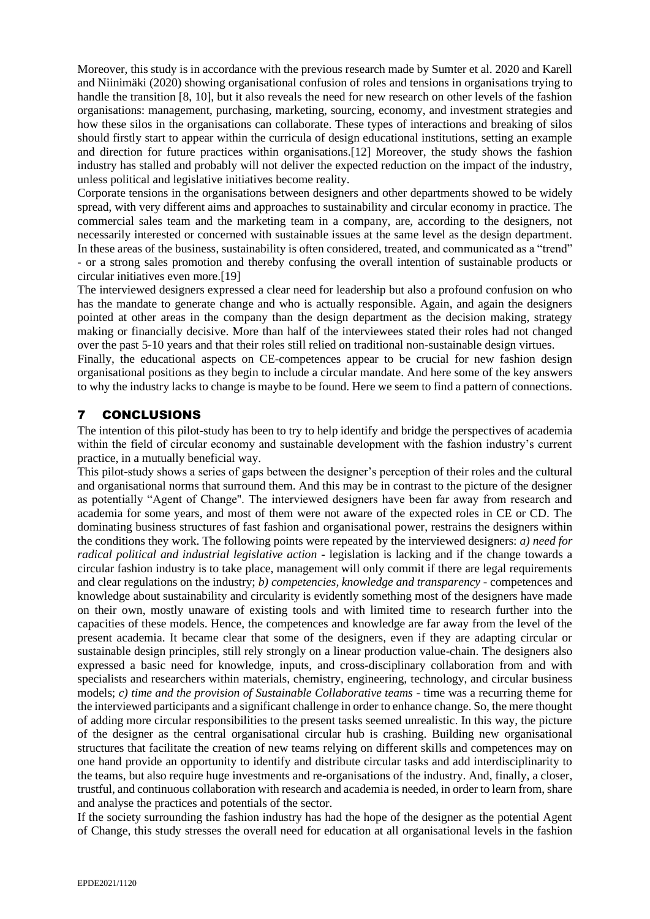Moreover, this study is in accordance with the previous research made by Sumter et al. 2020 and Karell and Niinimäki (2020) showing organisational confusion of roles and tensions in organisations trying to handle the transition [8, 10], but it also reveals the need for new research on other levels of the fashion organisations: management, purchasing, marketing, sourcing, economy, and investment strategies and how these silos in the organisations can collaborate. These types of interactions and breaking of silos should firstly start to appear within the curricula of design educational institutions, setting an example and direction for future practices within organisations.[12] Moreover, the study shows the fashion industry has stalled and probably will not deliver the expected reduction on the impact of the industry, unless political and legislative initiatives become reality.

Corporate tensions in the organisations between designers and other departments showed to be widely spread, with very different aims and approaches to sustainability and circular economy in practice. The commercial sales team and the marketing team in a company, are, according to the designers, not necessarily interested or concerned with sustainable issues at the same level as the design department. In these areas of the business, sustainability is often considered, treated, and communicated as a "trend" - or a strong sales promotion and thereby confusing the overall intention of sustainable products or circular initiatives even more.[19]

The interviewed designers expressed a clear need for leadership but also a profound confusion on who has the mandate to generate change and who is actually responsible. Again, and again the designers pointed at other areas in the company than the design department as the decision making, strategy making or financially decisive. More than half of the interviewees stated their roles had not changed over the past 5-10 years and that their roles still relied on traditional non-sustainable design virtues.

Finally, the educational aspects on CE-competences appear to be crucial for new fashion design organisational positions as they begin to include a circular mandate. And here some of the key answers to why the industry lacks to change is maybe to be found. Here we seem to find a pattern of connections.

## 7 CONCLUSIONS

The intention of this pilot-study has been to try to help identify and bridge the perspectives of academia within the field of circular economy and sustainable development with the fashion industry's current practice, in a mutually beneficial way.

This pilot-study shows a series of gaps between the designer's perception of their roles and the cultural and organisational norms that surround them. And this may be in contrast to the picture of the designer as potentially "Agent of Change". The interviewed designers have been far away from research and academia for some years, and most of them were not aware of the expected roles in CE or CD. The dominating business structures of fast fashion and organisational power, restrains the designers within the conditions they work. The following points were repeated by the interviewed designers: *a) need for radical political and industrial legislative action* - legislation is lacking and if the change towards a circular fashion industry is to take place, management will only commit if there are legal requirements and clear regulations on the industry; *b) competencies, knowledge and transparency* - competences and knowledge about sustainability and circularity is evidently something most of the designers have made on their own, mostly unaware of existing tools and with limited time to research further into the capacities of these models. Hence, the competences and knowledge are far away from the level of the present academia. It became clear that some of the designers, even if they are adapting circular or sustainable design principles, still rely strongly on a linear production value-chain. The designers also expressed a basic need for knowledge, inputs, and cross-disciplinary collaboration from and with specialists and researchers within materials, chemistry, engineering, technology, and circular business models; *c) time and the provision of Sustainable Collaborative teams* - time was a recurring theme for the interviewed participants and a significant challenge in order to enhance change. So, the mere thought of adding more circular responsibilities to the present tasks seemed unrealistic. In this way, the picture of the designer as the central organisational circular hub is crashing. Building new organisational structures that facilitate the creation of new teams relying on different skills and competences may on one hand provide an opportunity to identify and distribute circular tasks and add interdisciplinarity to the teams, but also require huge investments and re-organisations of the industry. And, finally, a closer, trustful, and continuous collaboration with research and academia is needed, in order to learn from, share and analyse the practices and potentials of the sector.

If the society surrounding the fashion industry has had the hope of the designer as the potential Agent of Change, this study stresses the overall need for education at all organisational levels in the fashion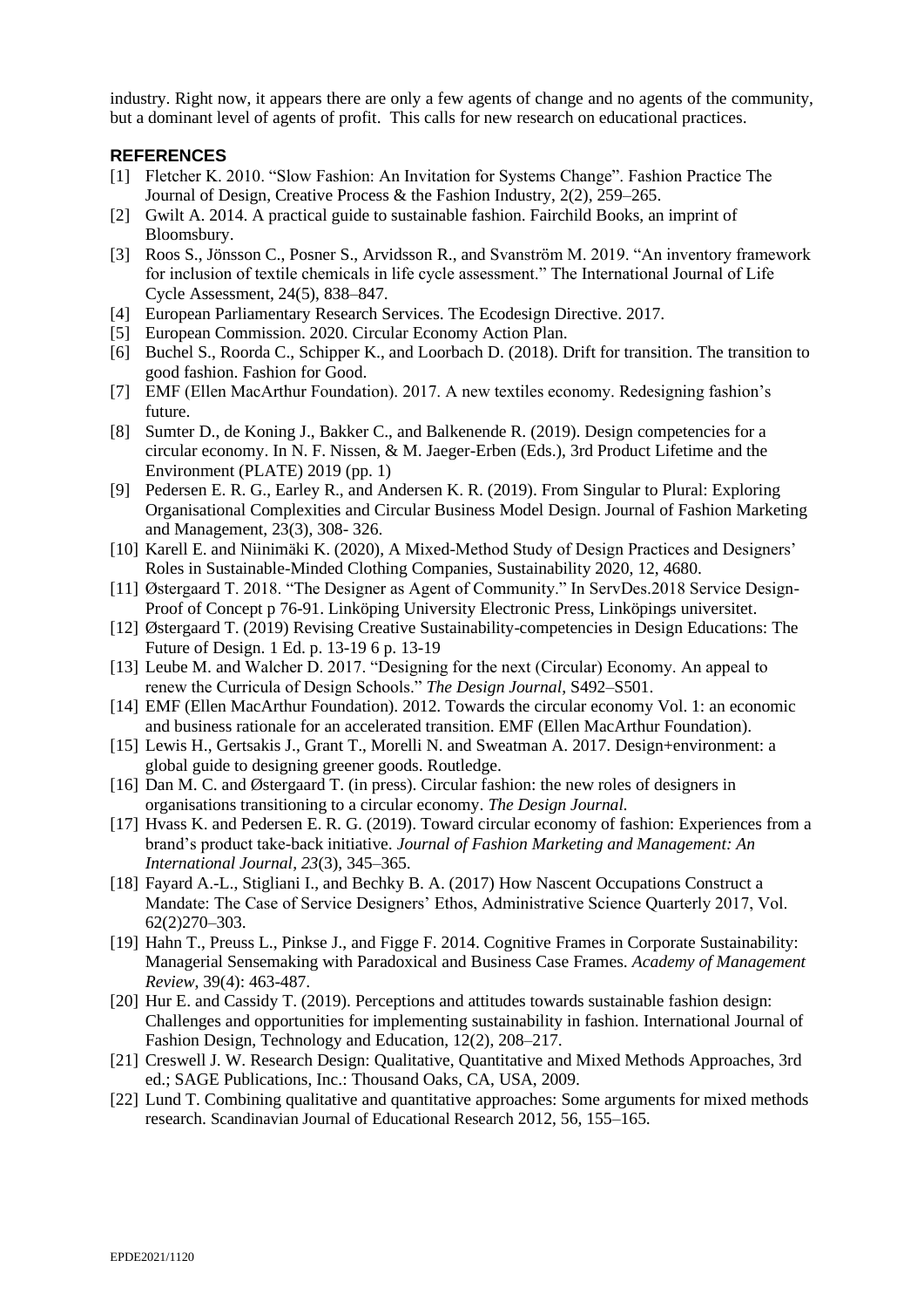industry. Right now, it appears there are only a few agents of change and no agents of the community, but a dominant level of agents of profit. This calls for new research on educational practices.

## REFERENCES

[1] Fletcher K. 2010. "Slow Fashion: An Invitation for Systems Change". Fashion Practice The Journal of Design, Creative Process & the Fashion Industry, 2(2), 259–265.

[2] Gwilt A. 2014. A practical guide to sustainable fashion. Fairchild Books, an imprint of Bloomsbury.

[3] Roos S., Jönsson C., Posner S., Arvidsson R., and Svanström M. 2019. "An inventory framework for inclusion of textile chemicals in life cycle assessment." The International Journal of Life Cycle Assessment, 24(5), 838–847.

[4] European Parliamentary Research Services. The Ecodesign Directive. 2017.

[5] European Commission. 2020. Circular Economy Action Plan.

[6] Buchel S., Roorda C., Schipper K., and Loorbach D. (2018). Drift for transition. The transition to good fashion. Fashion for Good.

[7] EMF (Ellen MacArthur Foundation). 2017. A new textiles economy. Redesigning fashion's future.

[8] Sumter D., de Koning J., Bakker C., and Balkenende R. (2019). Design competencies for a circular economy. In N. F. Nissen, & M. Jaeger-Erben (Eds.), 3rd Product Lifetime and the Environment (PLATE) 2019 (pp. 1)

[9] Pedersen E. R. G., Earley R., and Andersen K. R. (2019). From Singular to Plural: Exploring Organisational Complexities and Circular Business Model Design. Journal of Fashion Marketing and Management, 23(3), 308- 326.

[10] Karell E. and Niinimäki K. (2020), A Mixed-Method Study of Design Practices and Designers' Roles in Sustainable-Minded Clothing Companies, Sustainability 2020, 12, 4680.

[11] Østergaard T. 2018. "The Designer as Agent of Community." In ServDes.2018 Service Design-Proof of Concept p 76-91. Linköping University Electronic Press, Linköpings universitet.

[12] Østergaard T. (2019) Revising Creative Sustainability-competencies in Design Educations: The Future of Design. 1 Ed. p. 13-19 6 p. 13-19

[13] Leube M. and Walcher D. 2017. "Designing for the next (Circular) Economy. An appeal to renew the Curricula of Design Schools." *The Design Journal*, S492–S501.

[14] EMF (Ellen MacArthur Foundation). 2012. Towards the circular economy Vol. 1: an economic and business rationale for an accelerated transition. EMF (Ellen MacArthur Foundation).

[15] Lewis H., Gertsakis J., Grant T., Morelli N. and Sweatman A. 2017. Design+environment: a global guide to designing greener goods. Routledge.

[16] Dan M. C. and Østergaard T. (in press). Circular fashion: the new roles of designers in organisations transitioning to a circular economy. *The Design Journal.*

[17] Hvass K. and Pedersen E. R. G. (2019). Toward circular economy of fashion: Experiences from a brand's product take-back initiative. *Journal of Fashion Marketing and Management: An International Journal*, *23*(3), 345–365.

[18] Fayard A.-L., Stigliani I., and Bechky B. A. (2017) How Nascent Occupations Construct a Mandate: The Case of Service Designers' Ethos, Administrative Science Quarterly 2017, Vol. 62(2)270–303.

[19] Hahn T., Preuss L., Pinkse J., and Figge F. 2014. Cognitive Frames in Corporate Sustainability: Managerial Sensemaking with Paradoxical and Business Case Frames. *Academy of Management Review*, 39(4): 463-487.

[20] Hur E. and Cassidy T. (2019). Perceptions and attitudes towards sustainable fashion design: Challenges and opportunities for implementing sustainability in fashion. International Journal of Fashion Design, Technology and Education, 12(2), 208–217.

[21] Creswell J. W. Research Design: Qualitative, Quantitative and Mixed Methods Approaches, 3rd ed.; SAGE Publications, Inc.: Thousand Oaks, CA, USA, 2009.

[22] Lund T. Combining qualitative and quantitative approaches: Some arguments for mixed methods research. Scandinavian Journal of Educational Research 2012, 56, 155–165.